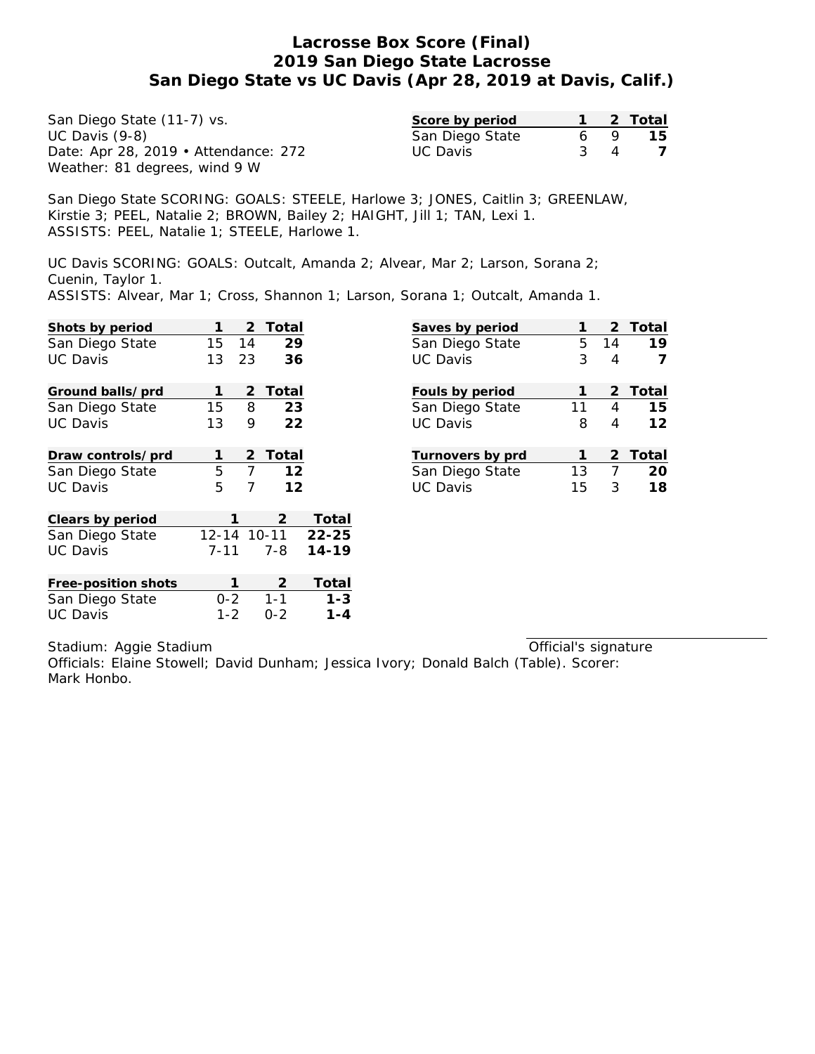# Lacrosse Box Score (Final)
## 2019 San Diego State Lacrosse
## San Diego State vs UC Davis (Apr 28, 2019 at Davis, Calif.)

San Diego State (11-7) vs.
UC Davis (9-8)
Date: Apr 28, 2019 • Attendance: 272
Weather: 81 degrees, wind 9 W

| Score by period | 1 | 2 | Total |
|---|---|---|---|
| San Diego State | 6 | 9 | **15** |
| UC Davis | 3 | 4 | **7** |

San Diego State SCORING: GOALS: STEELE, Harlowe 3; JONES, Caitlin 3; GREENLAW, Kirstie 3; PEEL, Natalie 2; BROWN, Bailey 2; HAIGHT, Jill 1; TAN, Lexi 1.
ASSISTS: PEEL, Natalie 1; STEELE, Harlowe 1.

UC Davis SCORING: GOALS: Outcalt, Amanda 2; Alvear, Mar 2; Larson, Sorana 2; Cuenin, Taylor 1.
ASSISTS: Alvear, Mar 1; Cross, Shannon 1; Larson, Sorana 1; Outcalt, Amanda 1.

| Shots by period | 1 | 2 | Total |
|---|---|---|---|
| San Diego State | 15 | 14 | **29** |
| UC Davis | 13 | 23 | **36** |

| Saves by period | 1 | 2 | Total |
|---|---|---|---|
| San Diego State | 5 | 14 | **19** |
| UC Davis | 3 | 4 | **7** |

| Ground balls/prd | 1 | 2 | Total |
|---|---|---|---|
| San Diego State | 15 | 8 | **23** |
| UC Davis | 13 | 9 | **22** |

| Fouls by period | 1 | 2 | Total |
|---|---|---|---|
| San Diego State | 11 | 4 | **15** |
| UC Davis | 8 | 4 | **12** |

| Draw controls/prd | 1 | 2 | Total |
|---|---|---|---|
| San Diego State | 5 | 7 | **12** |
| UC Davis | 5 | 7 | **12** |

| Turnovers by prd | 1 | 2 | Total |
|---|---|---|---|
| San Diego State | 13 | 7 | **20** |
| UC Davis | 15 | 3 | **18** |

| Clears by period | 1 | 2 | Total |
|---|---|---|---|
| San Diego State | 12-14 | 10-11 | **22-25** |
| UC Davis | 7-11 | 7-8 | **14-19** |

| Free-position shots | 1 | 2 | Total |
|---|---|---|---|
| San Diego State | 0-2 | 1-1 | **1-3** |
| UC Davis | 1-2 | 0-2 | **1-4** |

Stadium: Aggie Stadium

Official's signature

Officials: Elaine Stowell; David Dunham; Jessica Ivory; Donald Balch (Table). Scorer: Mark Honbo.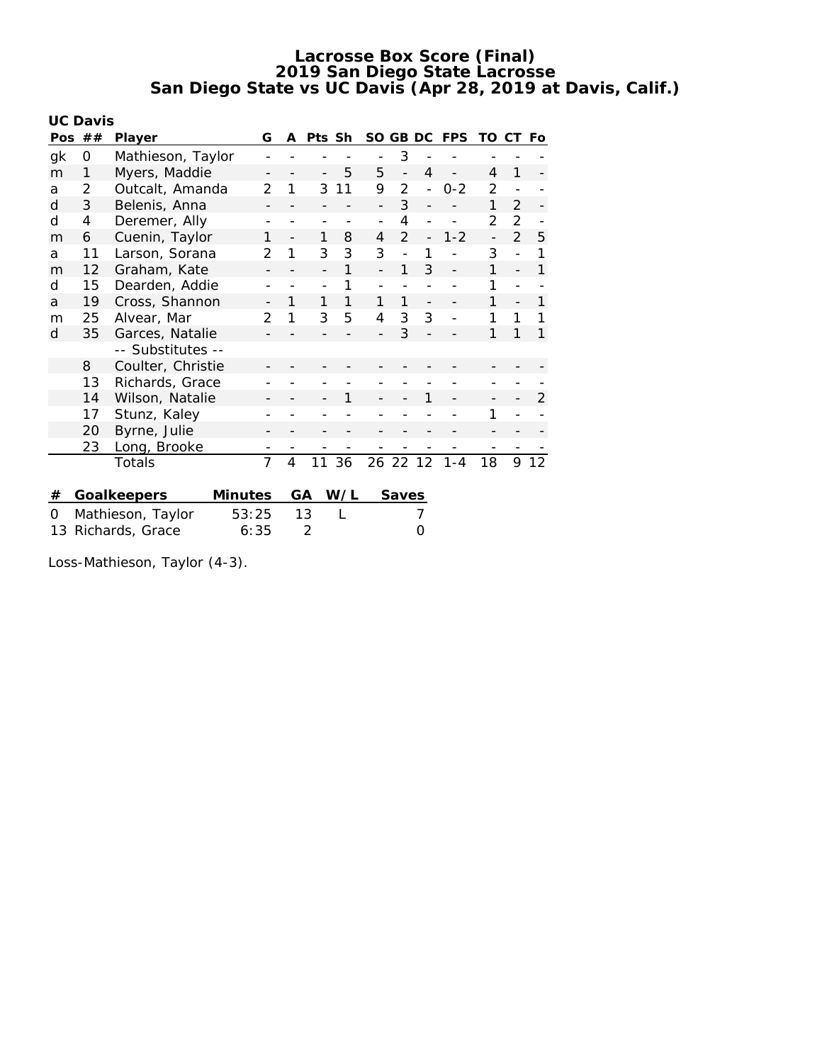# Lacrosse Box Score (Final)
## 2019 San Diego State Lacrosse
## San Diego State vs UC Davis (Apr 28, 2019 at Davis, Calif.)

**UC Davis**

| Pos | ## | Player | G | A | Pts | Sh | SO | GB | DC | FPS | TO | CT | Fo |
|---|---|---|---|---|---|---|---|---|---|---|---|---|---|
| gk | 0 | Mathieson, Taylor | - | - | - | - | - | 3 | - | - | - | - | - |
| m | 1 | Myers, Maddie | - | - | - | 5 | 5 | - | 4 | - | 4 | 1 | - |
| a | 2 | Outcalt, Amanda | 2 | 1 | 3 | 11 | 9 | 2 | - | 0-2 | 2 | - | - |
| d | 3 | Belenis, Anna | - | - | - | - | - | 3 | - | - | 1 | 2 | - |
| d | 4 | Deremer, Ally | - | - | - | - | - | 4 | - | - | 2 | 2 | - |
| m | 6 | Cuenin, Taylor | 1 | - | 1 | 8 | 4 | 2 | - | 1-2 | - | 2 | 5 |
| a | 11 | Larson, Sorana | 2 | 1 | 3 | 3 | 3 | - | 1 | - | 3 | - | 1 |
| m | 12 | Graham, Kate | - | - | - | 1 | - | 1 | 3 | - | 1 | - | 1 |
| d | 15 | Dearden, Addie | - | - | - | 1 | - | - | - | - | 1 | - | - |
| a | 19 | Cross, Shannon | - | 1 | 1 | 1 | 1 | 1 | - | - | 1 | - | 1 |
| m | 25 | Alvear, Mar | 2 | 1 | 3 | 5 | 4 | 3 | 3 | - | 1 | 1 | 1 |
| d | 35 | Garces, Natalie | - | - | - | - | - | 3 | - | - | 1 | 1 | 1 |
| | | -- Substitutes -- | | | | | | | | | | | |
| | 8 | Coulter, Christie | - | - | - | - | - | - | - | - | - | - | - |
| | 13 | Richards, Grace | - | - | - | - | - | - | - | - | - | - | - |
| | 14 | Wilson, Natalie | - | - | - | 1 | - | - | 1 | - | - | - | 2 |
| | 17 | Stunz, Kaley | - | - | - | - | - | - | - | - | 1 | - | - |
| | 20 | Byrne, Julie | - | - | - | - | - | - | - | - | - | - | - |
| | 23 | Long, Brooke | - | - | - | - | - | - | - | - | - | - | - |
| | | Totals | 7 | 4 | 11 | 36 | 26 | 22 | 12 | 1-4 | 18 | 9 | 12 |

| # | Goalkeepers | Minutes | GA | W/L | Saves |
|---|---|---|---|---|---|
| 0 | Mathieson, Taylor | 53:25 | 13 | L | 7 |
| 13 | Richards, Grace | 6:35 | 2 | | 0 |

Loss-Mathieson, Taylor (4-3).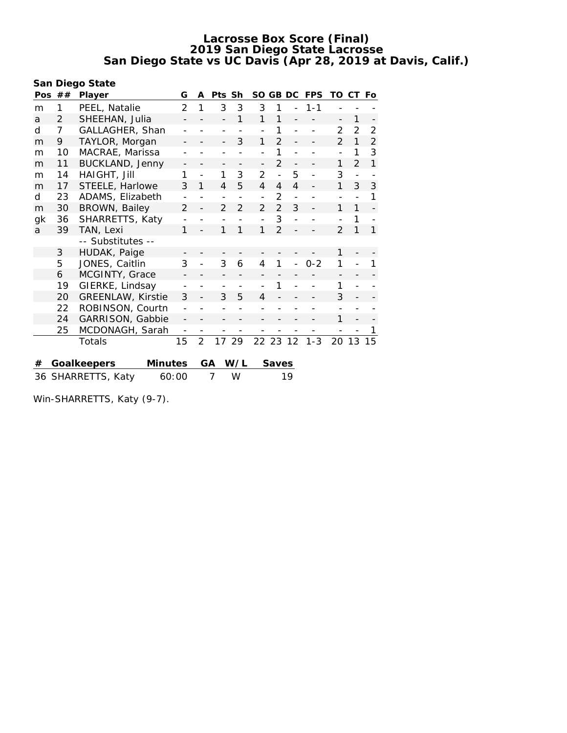# Lacrosse Box Score (Final)
## 2019 San Diego State Lacrosse
## San Diego State vs UC Davis (Apr 28, 2019 at Davis, Calif.)

**San Diego State**

| Pos | ## | Player | G | A | Pts | Sh | SO | GB | DC | FPS | TO | CT | Fo |
|---|---|---|---|---|---|---|---|---|---|---|---|---|---|
| m | 1 | PEEL, Natalie | 2 | 1 | 3 | 3 | 3 | 1 | - | 1-1 | - | - | - |
| a | 2 | SHEEHAN, Julia | - | - | - | 1 | 1 | 1 | - | - | - | 1 | - |
| d | 7 | GALLAGHER, Shan | - | - | - | - | - | 1 | - | - | 2 | 2 | 2 |
| m | 9 | TAYLOR, Morgan | - | - | - | 3 | 1 | 2 | - | - | 2 | 1 | 2 |
| m | 10 | MACRAE, Marissa | - | - | - | - | - | 1 | - | - | - | 1 | 3 |
| m | 11 | BUCKLAND, Jenny | - | - | - | - | - | 2 | - | - | 1 | 2 | 1 |
| m | 14 | HAIGHT, Jill | 1 | - | 1 | 3 | 2 | - | 5 | - | 3 | - | - |
| m | 17 | STEELE, Harlowe | 3 | 1 | 4 | 5 | 4 | 4 | 4 | - | 1 | 3 | 3 |
| d | 23 | ADAMS, Elizabeth | - | - | - | - | - | 2 | - | - | - | - | 1 |
| m | 30 | BROWN, Bailey | 2 | - | 2 | 2 | 2 | 2 | 3 | - | 1 | 1 | - |
| gk | 36 | SHARRETTS, Katy | - | - | - | - | - | 3 | - | - | - | 1 | - |
| a | 39 | TAN, Lexi | 1 | - | 1 | 1 | 1 | 2 | - | - | 2 | 1 | 1 |
| | | -- Substitutes -- | | | | | | | | | | | |
| | 3 | HUDAK, Paige | - | - | - | - | - | - | - | - | 1 | - | - |
| | 5 | JONES, Caitlin | 3 | - | 3 | 6 | 4 | 1 | - | 0-2 | 1 | - | 1 |
| | 6 | MCGINTY, Grace | - | - | - | - | - | - | - | - | - | - | - |
| | 19 | GIERKE, Lindsay | - | - | - | - | - | 1 | - | - | 1 | - | - |
| | 20 | GREENLAW, Kirstie | 3 | - | 3 | 5 | 4 | - | - | - | 3 | - | - |
| | 22 | ROBINSON, Courtn | - | - | - | - | - | - | - | - | - | - | - |
| | 24 | GARRISON, Gabbie | - | - | - | - | - | - | - | - | 1 | - | - |
| | 25 | MCDONAGH, Sarah | - | - | - | - | - | - | - | - | - | - | 1 |
| | | Totals | 15 | 2 | 17 | 29 | 22 | 23 | 12 | 1-3 | 20 | 13 | 15 |

| # | Goalkeepers | Minutes | GA | W/L | Saves |
|---|---|---|---|---|---|
| 36 | SHARRETTS, Katy | 60:00 | 7 | W | 19 |

Win-SHARRETTS, Katy (9-7).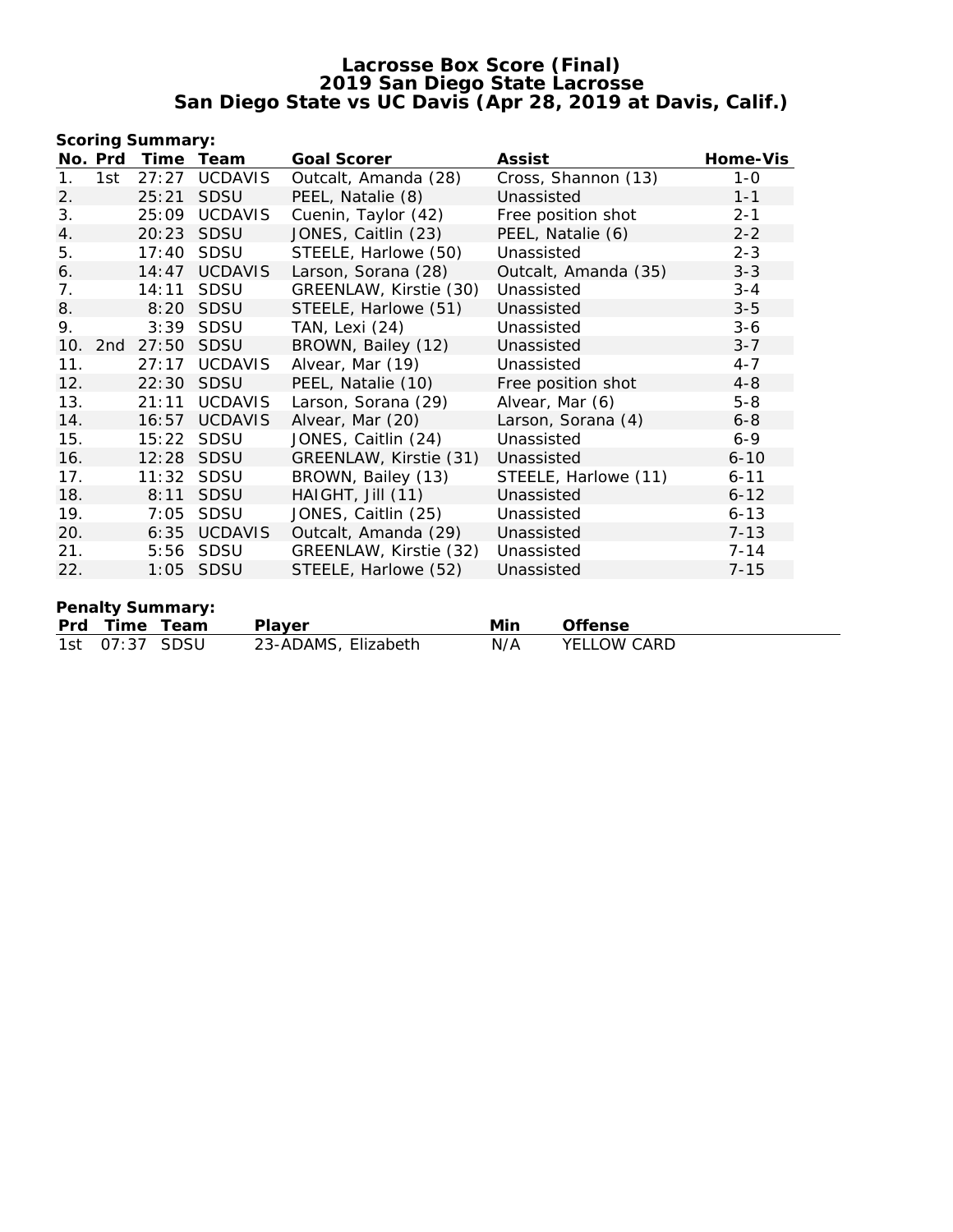# Lacrosse Box Score (Final)
## 2019 San Diego State Lacrosse
## San Diego State vs UC Davis (Apr 28, 2019 at Davis, Calif.)

**Scoring Summary:**

| No. | Prd | Time | Team | Goal Scorer | Assist | Home-Vis |
|---|---|---|---|---|---|---|
| 1. | 1st | 27:27 | UCDAVIS | Outcalt, Amanda (28) | Cross, Shannon (13) | 1-0 |
| 2. | | 25:21 | SDSU | PEEL, Natalie (8) | Unassisted | 1-1 |
| 3. | | 25:09 | UCDAVIS | Cuenin, Taylor (42) | Free position shot | 2-1 |
| 4. | | 20:23 | SDSU | JONES, Caitlin (23) | PEEL, Natalie (6) | 2-2 |
| 5. | | 17:40 | SDSU | STEELE, Harlowe (50) | Unassisted | 2-3 |
| 6. | | 14:47 | UCDAVIS | Larson, Sorana (28) | Outcalt, Amanda (35) | 3-3 |
| 7. | | 14:11 | SDSU | GREENLAW, Kirstie (30) | Unassisted | 3-4 |
| 8. | | 8:20 | SDSU | STEELE, Harlowe (51) | Unassisted | 3-5 |
| 9. | | 3:39 | SDSU | TAN, Lexi (24) | Unassisted | 3-6 |
| 10. | 2nd | 27:50 | SDSU | BROWN, Bailey (12) | Unassisted | 3-7 |
| 11. | | 27:17 | UCDAVIS | Alvear, Mar (19) | Unassisted | 4-7 |
| 12. | | 22:30 | SDSU | PEEL, Natalie (10) | Free position shot | 4-8 |
| 13. | | 21:11 | UCDAVIS | Larson, Sorana (29) | Alvear, Mar (6) | 5-8 |
| 14. | | 16:57 | UCDAVIS | Alvear, Mar (20) | Larson, Sorana (4) | 6-8 |
| 15. | | 15:22 | SDSU | JONES, Caitlin (24) | Unassisted | 6-9 |
| 16. | | 12:28 | SDSU | GREENLAW, Kirstie (31) | Unassisted | 6-10 |
| 17. | | 11:32 | SDSU | BROWN, Bailey (13) | STEELE, Harlowe (11) | 6-11 |
| 18. | | 8:11 | SDSU | HAIGHT, Jill (11) | Unassisted | 6-12 |
| 19. | | 7:05 | SDSU | JONES, Caitlin (25) | Unassisted | 6-13 |
| 20. | | 6:35 | UCDAVIS | Outcalt, Amanda (29) | Unassisted | 7-13 |
| 21. | | 5:56 | SDSU | GREENLAW, Kirstie (32) | Unassisted | 7-14 |
| 22. | | 1:05 | SDSU | STEELE, Harlowe (52) | Unassisted | 7-15 |

**Penalty Summary:**

| Prd | Time | Team | Player | Min | Offense |
|---|---|---|---|---|---|
| 1st | 07:37 | SDSU | 23-ADAMS, Elizabeth | N/A | YELLOW CARD |